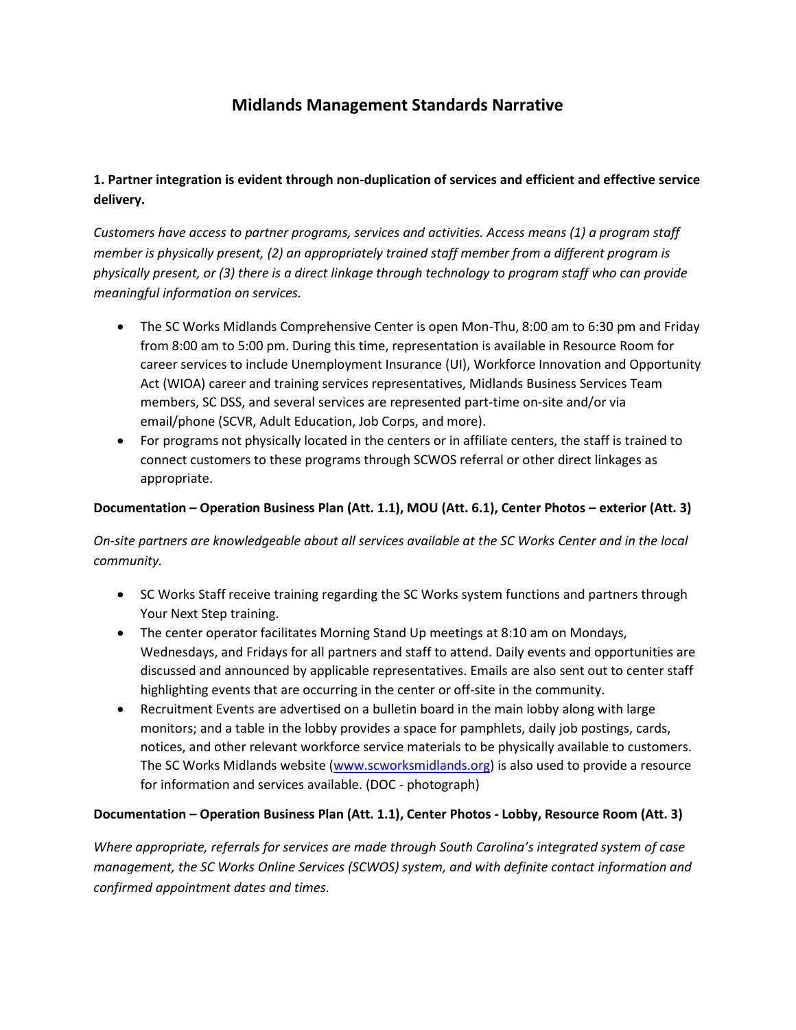# Midlands Management Standards Narrative

**1. Partner integration is evident through non-duplication of services and efficient and effective service delivery.**

*Customers have access to partner programs, services and activities. Access means (1) a program staff member is physically present, (2) an appropriately trained staff member from a different program is physically present, or (3) there is a direct linkage through technology to program staff who can provide meaningful information on services.*

- The SC Works Midlands Comprehensive Center is open Mon-Thu, 8:00 am to 6:30 pm and Friday from 8:00 am to 5:00 pm. During this time, representation is available in Resource Room for career services to include Unemployment Insurance (UI), Workforce Innovation and Opportunity Act (WIOA) career and training services representatives, Midlands Business Services Team members, SC DSS, and several services are represented part-time on-site and/or via email/phone (SCVR, Adult Education, Job Corps, and more).
- For programs not physically located in the centers or in affiliate centers, the staff is trained to connect customers to these programs through SCWOS referral or other direct linkages as appropriate.

**Documentation – Operation Business Plan (Att. 1.1), MOU (Att. 6.1), Center Photos – exterior (Att. 3)**

*On-site partners are knowledgeable about all services available at the SC Works Center and in the local community.*

- SC Works Staff receive training regarding the SC Works system functions and partners through Your Next Step training.
- The center operator facilitates Morning Stand Up meetings at 8:10 am on Mondays, Wednesdays, and Fridays for all partners and staff to attend. Daily events and opportunities are discussed and announced by applicable representatives. Emails are also sent out to center staff highlighting events that are occurring in the center or off-site in the community.
- Recruitment Events are advertised on a bulletin board in the main lobby along with large monitors; and a table in the lobby provides a space for pamphlets, daily job postings, cards, notices, and other relevant workforce service materials to be physically available to customers. The SC Works Midlands website ([www.scworksmidlands.org](http://www.scworksmidlands.org)) is also used to provide a resource for information and services available. (DOC - photograph)

**Documentation – Operation Business Plan (Att. 1.1), Center Photos - Lobby, Resource Room (Att. 3)**

*Where appropriate, referrals for services are made through South Carolina's integrated system of case management, the SC Works Online Services (SCWOS) system, and with definite contact information and confirmed appointment dates and times.*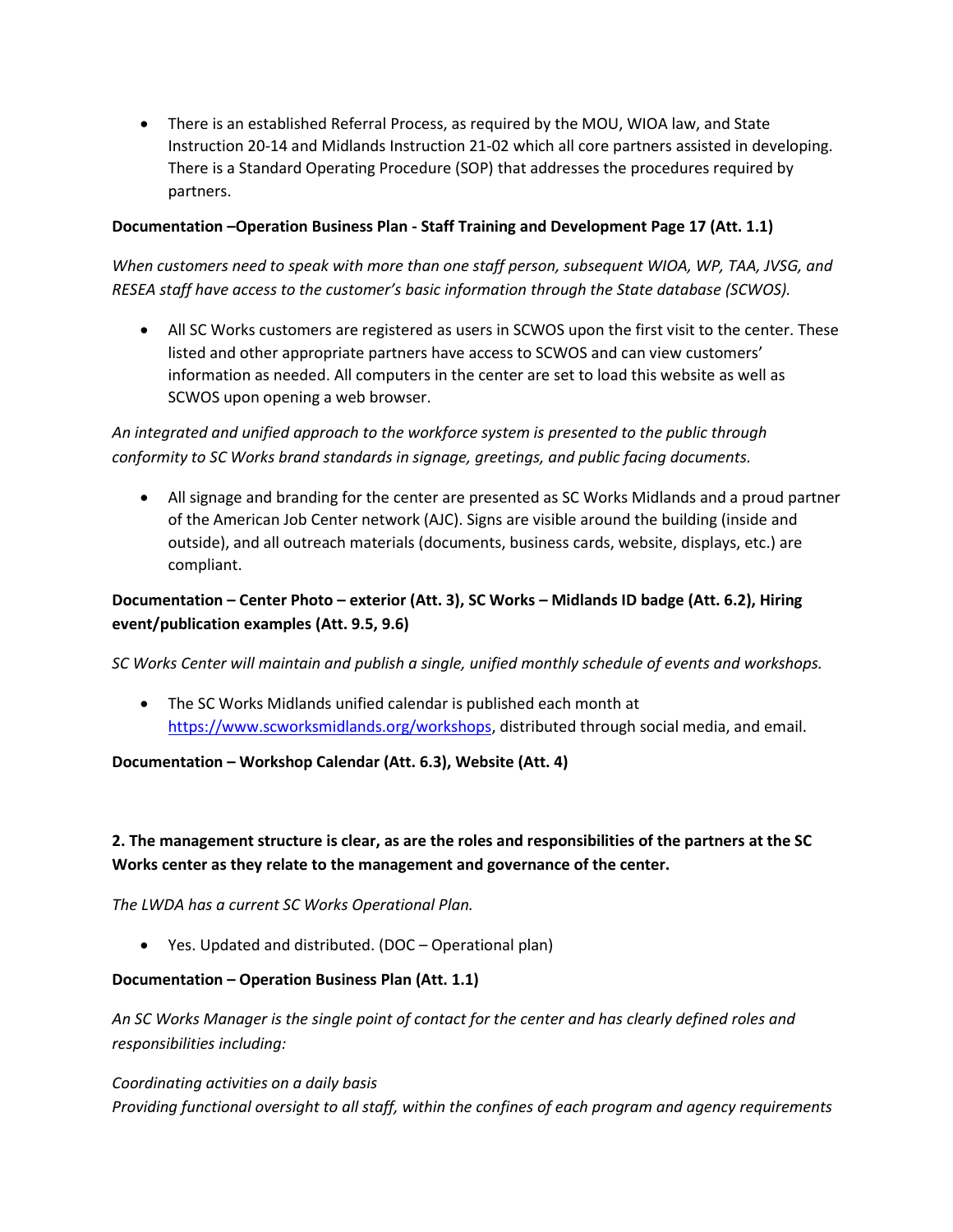- There is an established Referral Process, as required by the MOU, WIOA law, and State Instruction 20-14 and Midlands Instruction 21-02 which all core partners assisted in developing. There is a Standard Operating Procedure (SOP) that addresses the procedures required by partners.

**Documentation –Operation Business Plan - Staff Training and Development Page 17 (Att. 1.1)**

*When customers need to speak with more than one staff person, subsequent WIOA, WP, TAA, JVSG, and RESEA staff have access to the customer's basic information through the State database (SCWOS).*

- All SC Works customers are registered as users in SCWOS upon the first visit to the center. These listed and other appropriate partners have access to SCWOS and can view customers' information as needed. All computers in the center are set to load this website as well as SCWOS upon opening a web browser.

*An integrated and unified approach to the workforce system is presented to the public through conformity to SC Works brand standards in signage, greetings, and public facing documents.*

- All signage and branding for the center are presented as SC Works Midlands and a proud partner of the American Job Center network (AJC). Signs are visible around the building (inside and outside), and all outreach materials (documents, business cards, website, displays, etc.) are compliant.

**Documentation – Center Photo – exterior (Att. 3), SC Works – Midlands ID badge (Att. 6.2), Hiring event/publication examples (Att. 9.5, 9.6)**

*SC Works Center will maintain and publish a single, unified monthly schedule of events and workshops.*

- The SC Works Midlands unified calendar is published each month at https://www.scworksmidlands.org/workshops, distributed through social media, and email.

**Documentation – Workshop Calendar (Att. 6.3), Website (Att. 4)**

**2. The management structure is clear, as are the roles and responsibilities of the partners at the SC Works center as they relate to the management and governance of the center.**

*The LWDA has a current SC Works Operational Plan.*

- Yes. Updated and distributed. (DOC – Operational plan)

**Documentation – Operation Business Plan (Att. 1.1)**

*An SC Works Manager is the single point of contact for the center and has clearly defined roles and responsibilities including:*

*Coordinating activities on a daily basis*
*Providing functional oversight to all staff, within the confines of each program and agency requirements*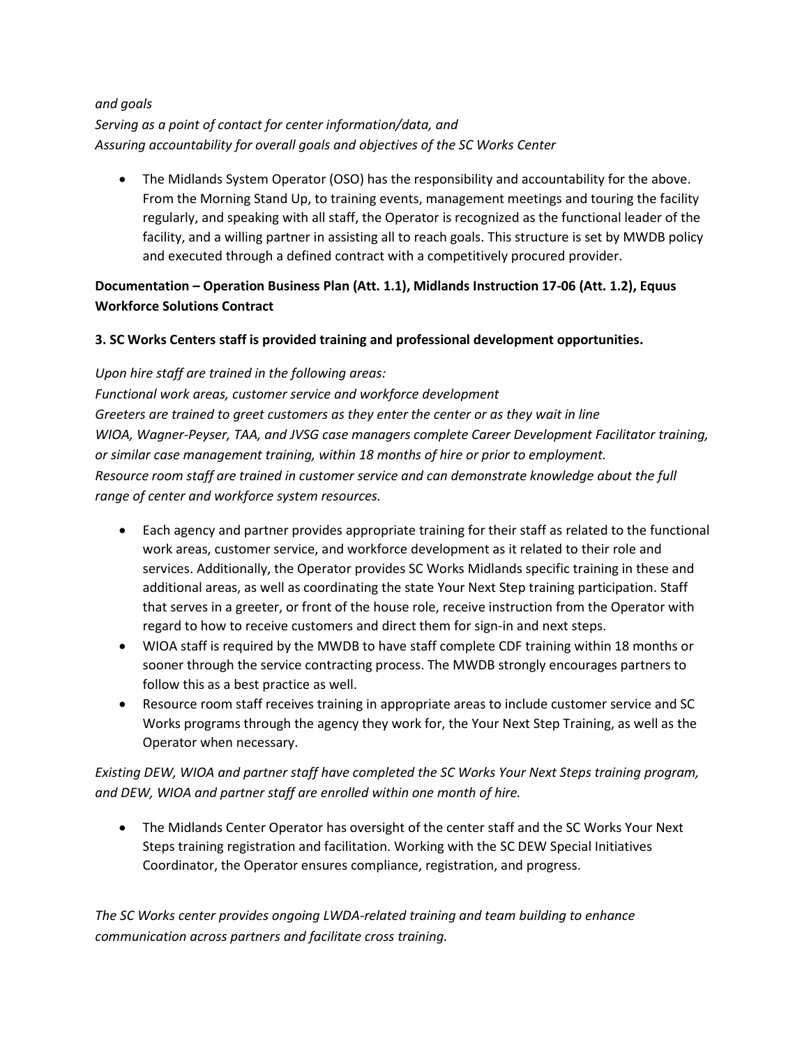*and goals*
*Serving as a point of contact for center information/data, and*
*Assuring accountability for overall goals and objectives of the SC Works Center*

- The Midlands System Operator (OSO) has the responsibility and accountability for the above. From the Morning Stand Up, to training events, management meetings and touring the facility regularly, and speaking with all staff, the Operator is recognized as the functional leader of the facility, and a willing partner in assisting all to reach goals. This structure is set by MWDB policy and executed through a defined contract with a competitively procured provider.

**Documentation – Operation Business Plan (Att. 1.1), Midlands Instruction 17-06 (Att. 1.2), Equus Workforce Solutions Contract**

**3. SC Works Centers staff is provided training and professional development opportunities.**

*Upon hire staff are trained in the following areas:*
*Functional work areas, customer service and workforce development*
*Greeters are trained to greet customers as they enter the center or as they wait in line*
*WIOA, Wagner-Peyser, TAA, and JVSG case managers complete Career Development Facilitator training, or similar case management training, within 18 months of hire or prior to employment.*
*Resource room staff are trained in customer service and can demonstrate knowledge about the full range of center and workforce system resources.*

- Each agency and partner provides appropriate training for their staff as related to the functional work areas, customer service, and workforce development as it related to their role and services. Additionally, the Operator provides SC Works Midlands specific training in these and additional areas, as well as coordinating the state Your Next Step training participation. Staff that serves in a greeter, or front of the house role, receive instruction from the Operator with regard to how to receive customers and direct them for sign-in and next steps.
- WIOA staff is required by the MWDB to have staff complete CDF training within 18 months or sooner through the service contracting process. The MWDB strongly encourages partners to follow this as a best practice as well.
- Resource room staff receives training in appropriate areas to include customer service and SC Works programs through the agency they work for, the Your Next Step Training, as well as the Operator when necessary.

*Existing DEW, WIOA and partner staff have completed the SC Works Your Next Steps training program, and DEW, WIOA and partner staff are enrolled within one month of hire.*

- The Midlands Center Operator has oversight of the center staff and the SC Works Your Next Steps training registration and facilitation. Working with the SC DEW Special Initiatives Coordinator, the Operator ensures compliance, registration, and progress.

*The SC Works center provides ongoing LWDA-related training and team building to enhance communication across partners and facilitate cross training.*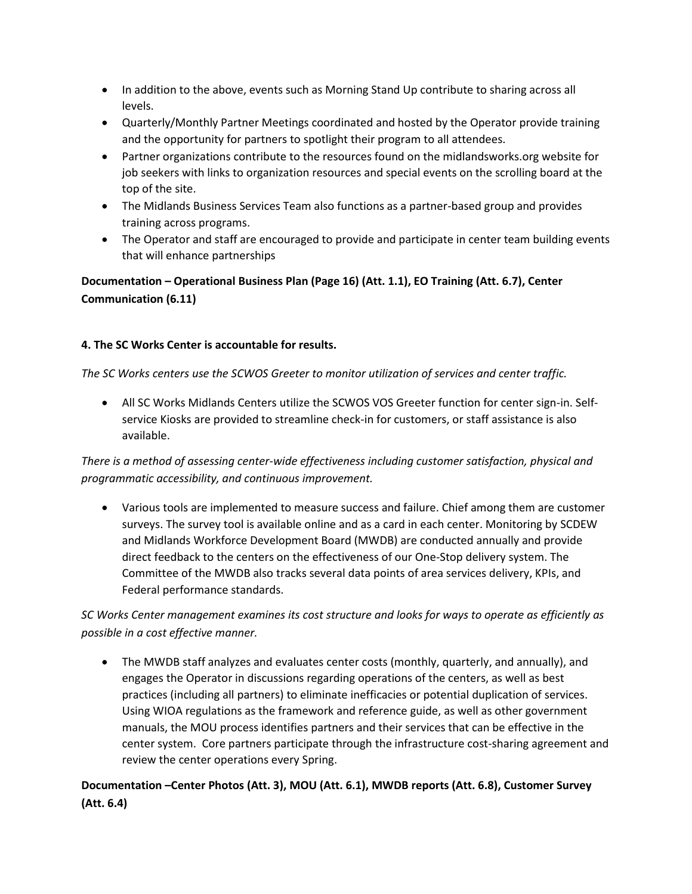- In addition to the above, events such as Morning Stand Up contribute to sharing across all levels.
- Quarterly/Monthly Partner Meetings coordinated and hosted by the Operator provide training and the opportunity for partners to spotlight their program to all attendees.
- Partner organizations contribute to the resources found on the midlandsworks.org website for job seekers with links to organization resources and special events on the scrolling board at the top of the site.
- The Midlands Business Services Team also functions as a partner-based group and provides training across programs.
- The Operator and staff are encouraged to provide and participate in center team building events that will enhance partnerships

**Documentation – Operational Business Plan (Page 16) (Att. 1.1), EO Training (Att. 6.7), Center Communication (6.11)**

**4. The SC Works Center is accountable for results.**

*The SC Works centers use the SCWOS Greeter to monitor utilization of services and center traffic.*

- All SC Works Midlands Centers utilize the SCWOS VOS Greeter function for center sign-in. Self-service Kiosks are provided to streamline check-in for customers, or staff assistance is also available.

*There is a method of assessing center-wide effectiveness including customer satisfaction, physical and programmatic accessibility, and continuous improvement.*

- Various tools are implemented to measure success and failure. Chief among them are customer surveys. The survey tool is available online and as a card in each center. Monitoring by SCDEW and Midlands Workforce Development Board (MWDB) are conducted annually and provide direct feedback to the centers on the effectiveness of our One-Stop delivery system. The Committee of the MWDB also tracks several data points of area services delivery, KPIs, and Federal performance standards.

*SC Works Center management examines its cost structure and looks for ways to operate as efficiently as possible in a cost effective manner.*

- The MWDB staff analyzes and evaluates center costs (monthly, quarterly, and annually), and engages the Operator in discussions regarding operations of the centers, as well as best practices (including all partners) to eliminate inefficacies or potential duplication of services. Using WIOA regulations as the framework and reference guide, as well as other government manuals, the MOU process identifies partners and their services that can be effective in the center system. Core partners participate through the infrastructure cost-sharing agreement and review the center operations every Spring.

**Documentation –Center Photos (Att. 3), MOU (Att. 6.1), MWDB reports (Att. 6.8), Customer Survey (Att. 6.4)**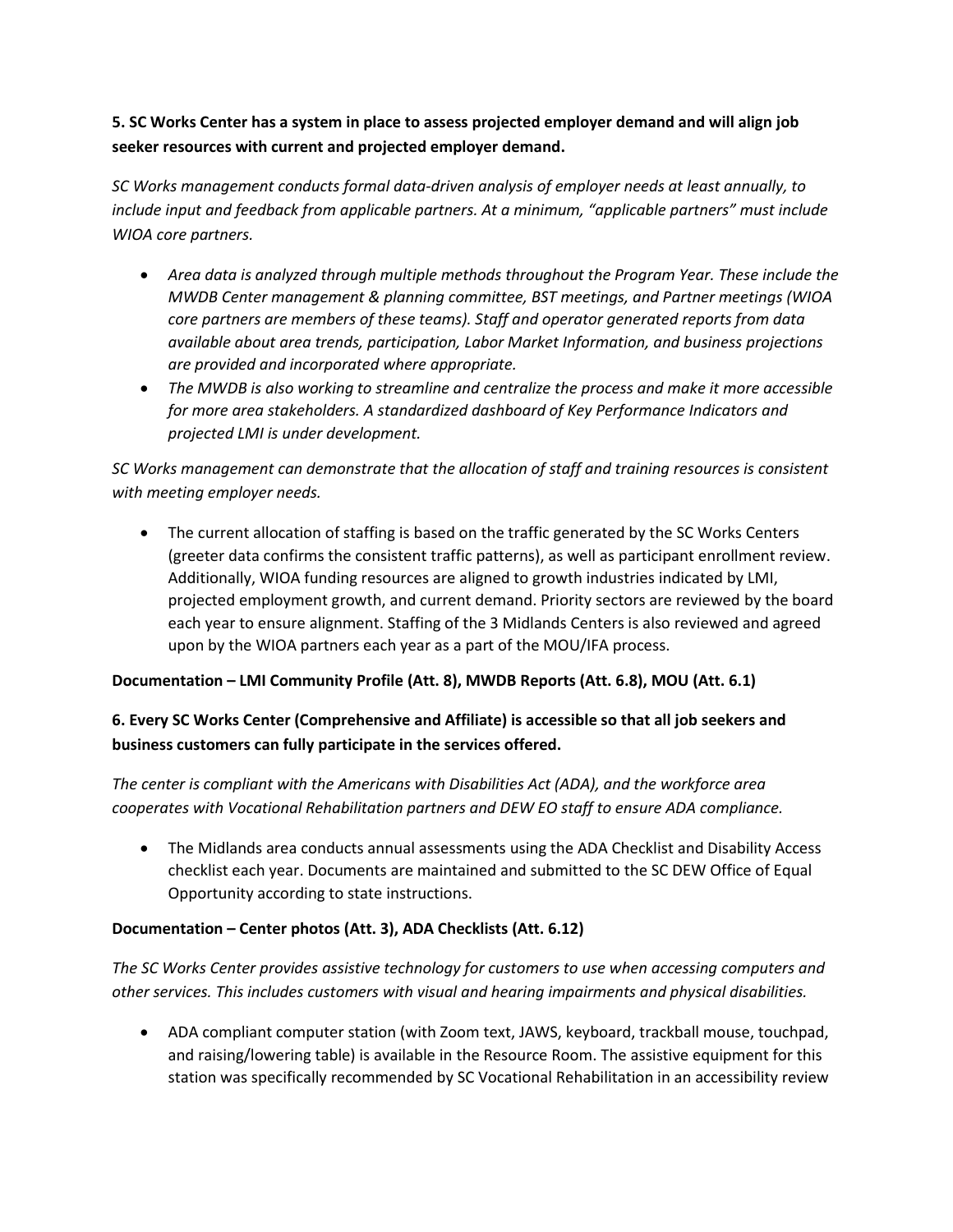**5. SC Works Center has a system in place to assess projected employer demand and will align job seeker resources with current and projected employer demand.**

*SC Works management conducts formal data-driven analysis of employer needs at least annually, to include input and feedback from applicable partners. At a minimum, "applicable partners" must include WIOA core partners.*

- *Area data is analyzed through multiple methods throughout the Program Year. These include the MWDB Center management & planning committee, BST meetings, and Partner meetings (WIOA core partners are members of these teams). Staff and operator generated reports from data available about area trends, participation, Labor Market Information, and business projections are provided and incorporated where appropriate.*
- *The MWDB is also working to streamline and centralize the process and make it more accessible for more area stakeholders. A standardized dashboard of Key Performance Indicators and projected LMI is under development.*

*SC Works management can demonstrate that the allocation of staff and training resources is consistent with meeting employer needs.*

- The current allocation of staffing is based on the traffic generated by the SC Works Centers (greeter data confirms the consistent traffic patterns), as well as participant enrollment review. Additionally, WIOA funding resources are aligned to growth industries indicated by LMI, projected employment growth, and current demand. Priority sectors are reviewed by the board each year to ensure alignment. Staffing of the 3 Midlands Centers is also reviewed and agreed upon by the WIOA partners each year as a part of the MOU/IFA process.

**Documentation – LMI Community Profile (Att. 8), MWDB Reports (Att. 6.8), MOU (Att. 6.1)**

**6. Every SC Works Center (Comprehensive and Affiliate) is accessible so that all job seekers and business customers can fully participate in the services offered.**

*The center is compliant with the Americans with Disabilities Act (ADA), and the workforce area cooperates with Vocational Rehabilitation partners and DEW EO staff to ensure ADA compliance.*

- The Midlands area conducts annual assessments using the ADA Checklist and Disability Access checklist each year. Documents are maintained and submitted to the SC DEW Office of Equal Opportunity according to state instructions.

**Documentation – Center photos (Att. 3), ADA Checklists (Att. 6.12)**

*The SC Works Center provides assistive technology for customers to use when accessing computers and other services. This includes customers with visual and hearing impairments and physical disabilities.*

- ADA compliant computer station (with Zoom text, JAWS, keyboard, trackball mouse, touchpad, and raising/lowering table) is available in the Resource Room. The assistive equipment for this station was specifically recommended by SC Vocational Rehabilitation in an accessibility review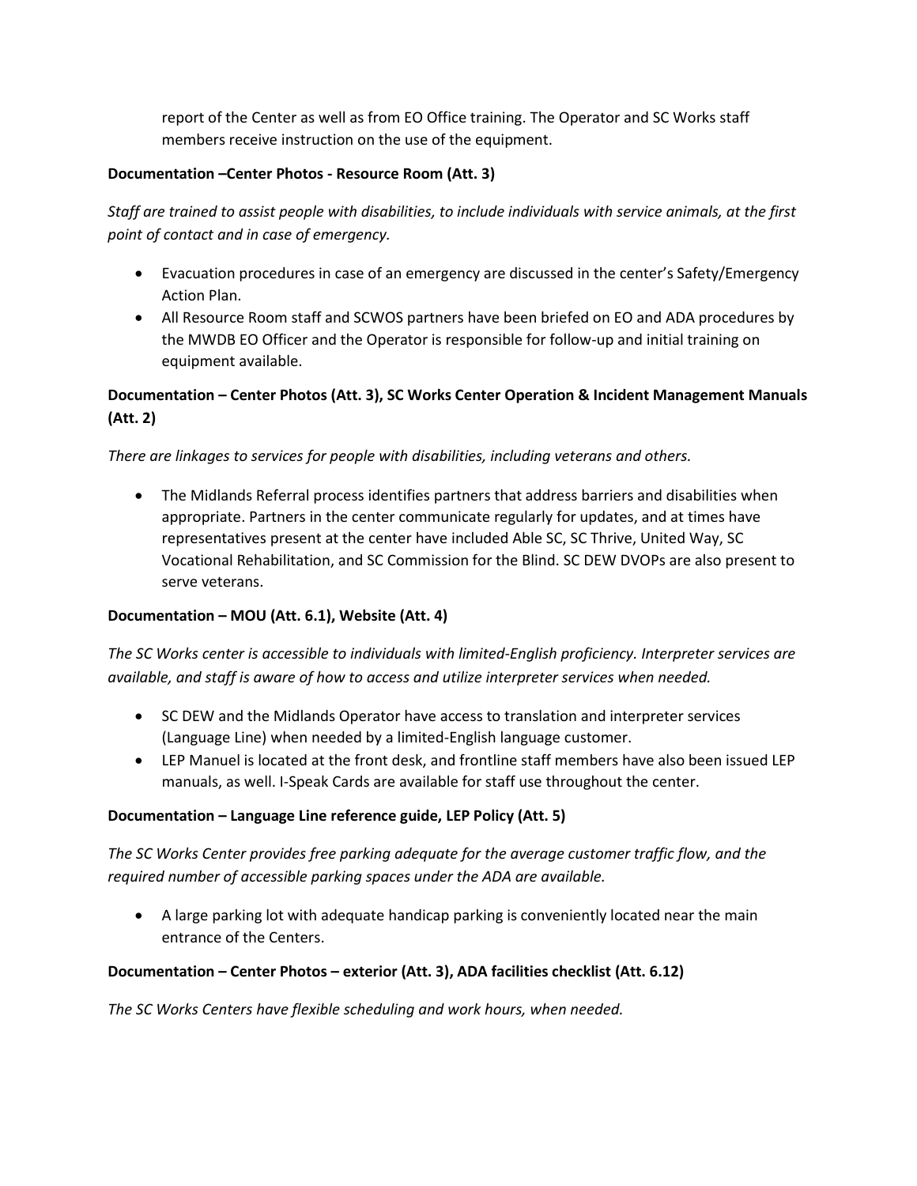report of the Center as well as from EO Office training. The Operator and SC Works staff members receive instruction on the use of the equipment.

**Documentation –Center Photos - Resource Room (Att. 3)**

*Staff are trained to assist people with disabilities, to include individuals with service animals, at the first point of contact and in case of emergency.*

- Evacuation procedures in case of an emergency are discussed in the center's Safety/Emergency Action Plan.
- All Resource Room staff and SCWOS partners have been briefed on EO and ADA procedures by the MWDB EO Officer and the Operator is responsible for follow-up and initial training on equipment available.

**Documentation – Center Photos (Att. 3), SC Works Center Operation & Incident Management Manuals (Att. 2)**

*There are linkages to services for people with disabilities, including veterans and others.*

- The Midlands Referral process identifies partners that address barriers and disabilities when appropriate. Partners in the center communicate regularly for updates, and at times have representatives present at the center have included Able SC, SC Thrive, United Way, SC Vocational Rehabilitation, and SC Commission for the Blind. SC DEW DVOPs are also present to serve veterans.

**Documentation – MOU (Att. 6.1), Website (Att. 4)**

*The SC Works center is accessible to individuals with limited-English proficiency. Interpreter services are available, and staff is aware of how to access and utilize interpreter services when needed.*

- SC DEW and the Midlands Operator have access to translation and interpreter services (Language Line) when needed by a limited-English language customer.
- LEP Manuel is located at the front desk, and frontline staff members have also been issued LEP manuals, as well. I-Speak Cards are available for staff use throughout the center.

**Documentation – Language Line reference guide, LEP Policy (Att. 5)**

*The SC Works Center provides free parking adequate for the average customer traffic flow, and the required number of accessible parking spaces under the ADA are available.*

- A large parking lot with adequate handicap parking is conveniently located near the main entrance of the Centers.

**Documentation – Center Photos – exterior (Att. 3), ADA facilities checklist (Att. 6.12)**

*The SC Works Centers have flexible scheduling and work hours, when needed.*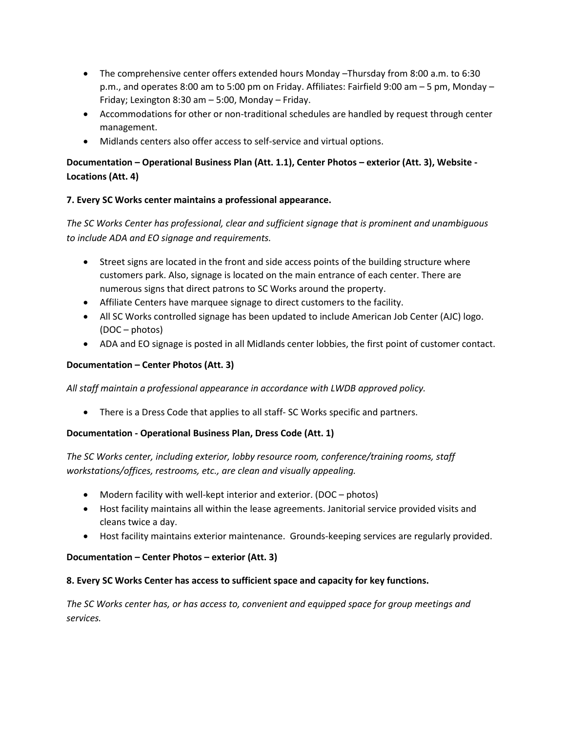- The comprehensive center offers extended hours Monday –Thursday from 8:00 a.m. to 6:30 p.m., and operates 8:00 am to 5:00 pm on Friday. Affiliates: Fairfield 9:00 am – 5 pm, Monday – Friday; Lexington 8:30 am – 5:00, Monday – Friday.
- Accommodations for other or non-traditional schedules are handled by request through center management.
- Midlands centers also offer access to self-service and virtual options.

**Documentation – Operational Business Plan (Att. 1.1), Center Photos – exterior (Att. 3), Website - Locations (Att. 4)**

**7. Every SC Works center maintains a professional appearance.**

*The SC Works Center has professional, clear and sufficient signage that is prominent and unambiguous to include ADA and EO signage and requirements.*

- Street signs are located in the front and side access points of the building structure where customers park. Also, signage is located on the main entrance of each center. There are numerous signs that direct patrons to SC Works around the property.
- Affiliate Centers have marquee signage to direct customers to the facility.
- All SC Works controlled signage has been updated to include American Job Center (AJC) logo. (DOC – photos)
- ADA and EO signage is posted in all Midlands center lobbies, the first point of customer contact.

**Documentation – Center Photos (Att. 3)**

*All staff maintain a professional appearance in accordance with LWDB approved policy.*

- There is a Dress Code that applies to all staff- SC Works specific and partners.

**Documentation - Operational Business Plan, Dress Code (Att. 1)**

*The SC Works center, including exterior, lobby resource room, conference/training rooms, staff workstations/offices, restrooms, etc., are clean and visually appealing.*

- Modern facility with well-kept interior and exterior. (DOC – photos)
- Host facility maintains all within the lease agreements. Janitorial service provided visits and cleans twice a day.
- Host facility maintains exterior maintenance. Grounds-keeping services are regularly provided.

**Documentation – Center Photos – exterior (Att. 3)**

**8. Every SC Works Center has access to sufficient space and capacity for key functions.**

*The SC Works center has, or has access to, convenient and equipped space for group meetings and services.*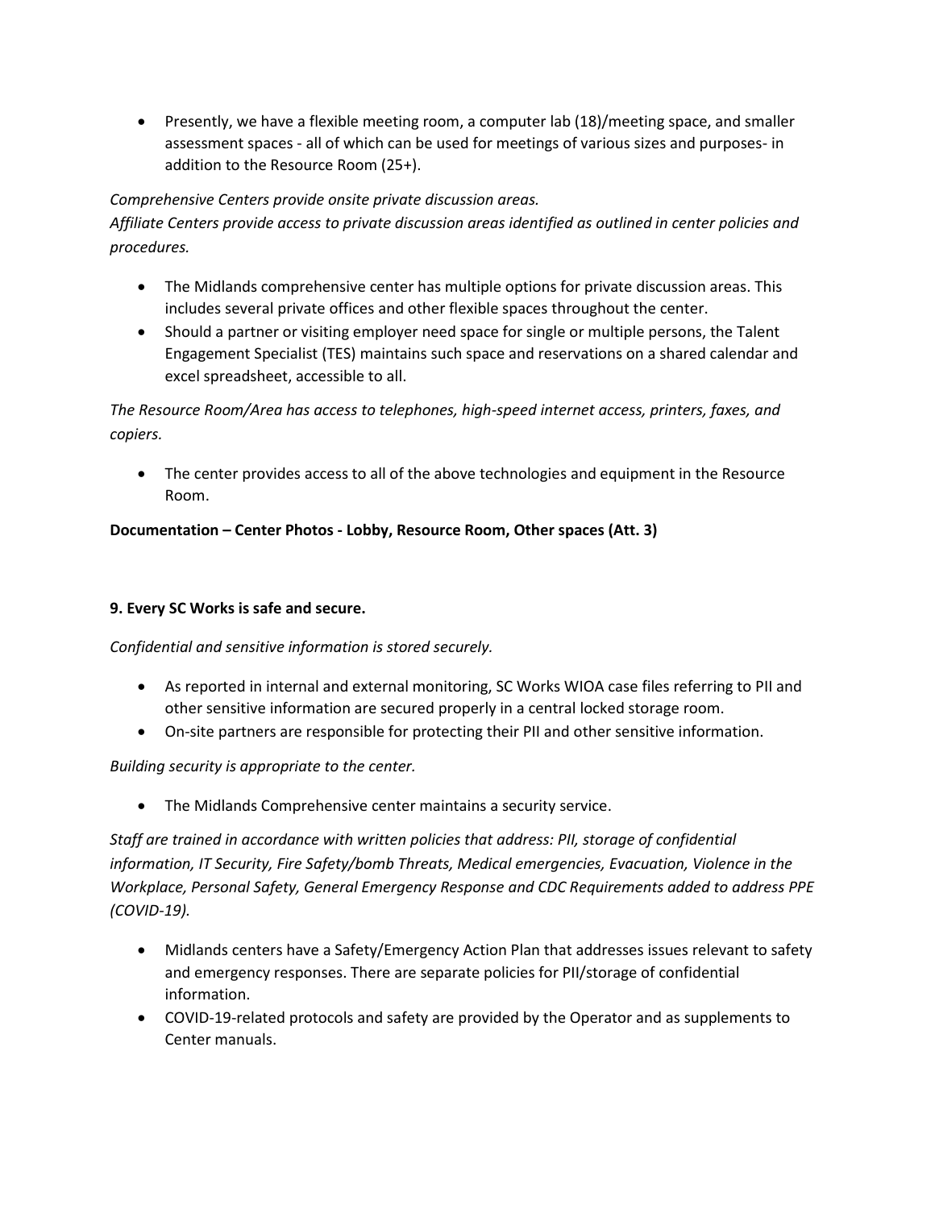- Presently, we have a flexible meeting room, a computer lab (18)/meeting space, and smaller assessment spaces - all of which can be used for meetings of various sizes and purposes- in addition to the Resource Room (25+).

*Comprehensive Centers provide onsite private discussion areas.*
*Affiliate Centers provide access to private discussion areas identified as outlined in center policies and procedures.*

- The Midlands comprehensive center has multiple options for private discussion areas. This includes several private offices and other flexible spaces throughout the center.
- Should a partner or visiting employer need space for single or multiple persons, the Talent Engagement Specialist (TES) maintains such space and reservations on a shared calendar and excel spreadsheet, accessible to all.

*The Resource Room/Area has access to telephones, high-speed internet access, printers, faxes, and copiers.*

- The center provides access to all of the above technologies and equipment in the Resource Room.

**Documentation – Center Photos - Lobby, Resource Room, Other spaces (Att. 3)**

**9. Every SC Works is safe and secure.**

*Confidential and sensitive information is stored securely.*

- As reported in internal and external monitoring, SC Works WIOA case files referring to PII and other sensitive information are secured properly in a central locked storage room.
- On-site partners are responsible for protecting their PII and other sensitive information.

*Building security is appropriate to the center.*

- The Midlands Comprehensive center maintains a security service.

*Staff are trained in accordance with written policies that address: PII, storage of confidential information, IT Security, Fire Safety/bomb Threats, Medical emergencies, Evacuation, Violence in the Workplace, Personal Safety, General Emergency Response and CDC Requirements added to address PPE (COVID-19).*

- Midlands centers have a Safety/Emergency Action Plan that addresses issues relevant to safety and emergency responses. There are separate policies for PII/storage of confidential information.
- COVID-19-related protocols and safety are provided by the Operator and as supplements to Center manuals.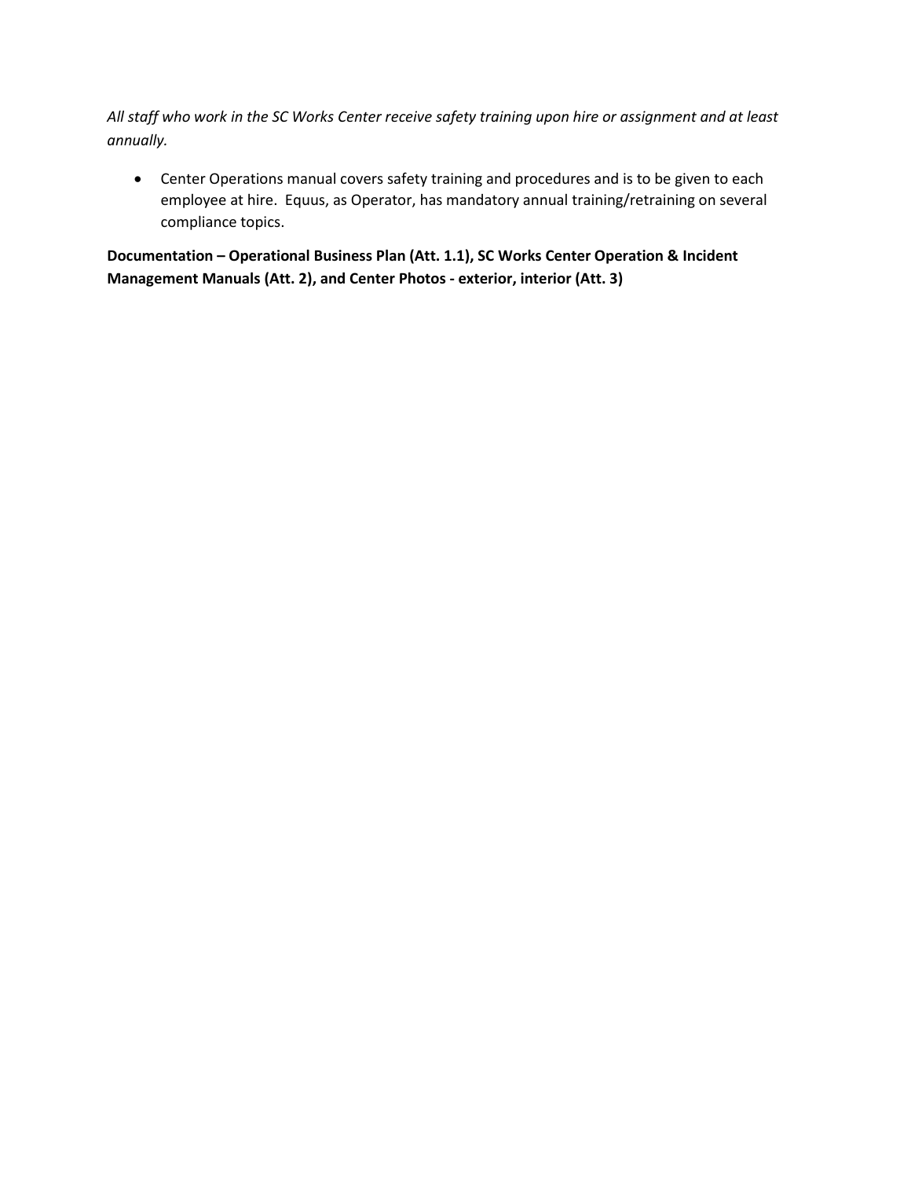*All staff who work in the SC Works Center receive safety training upon hire or assignment and at least annually.*

- Center Operations manual covers safety training and procedures and is to be given to each employee at hire. Equus, as Operator, has mandatory annual training/retraining on several compliance topics.

**Documentation – Operational Business Plan (Att. 1.1), SC Works Center Operation & Incident Management Manuals (Att. 2), and Center Photos - exterior, interior (Att. 3)**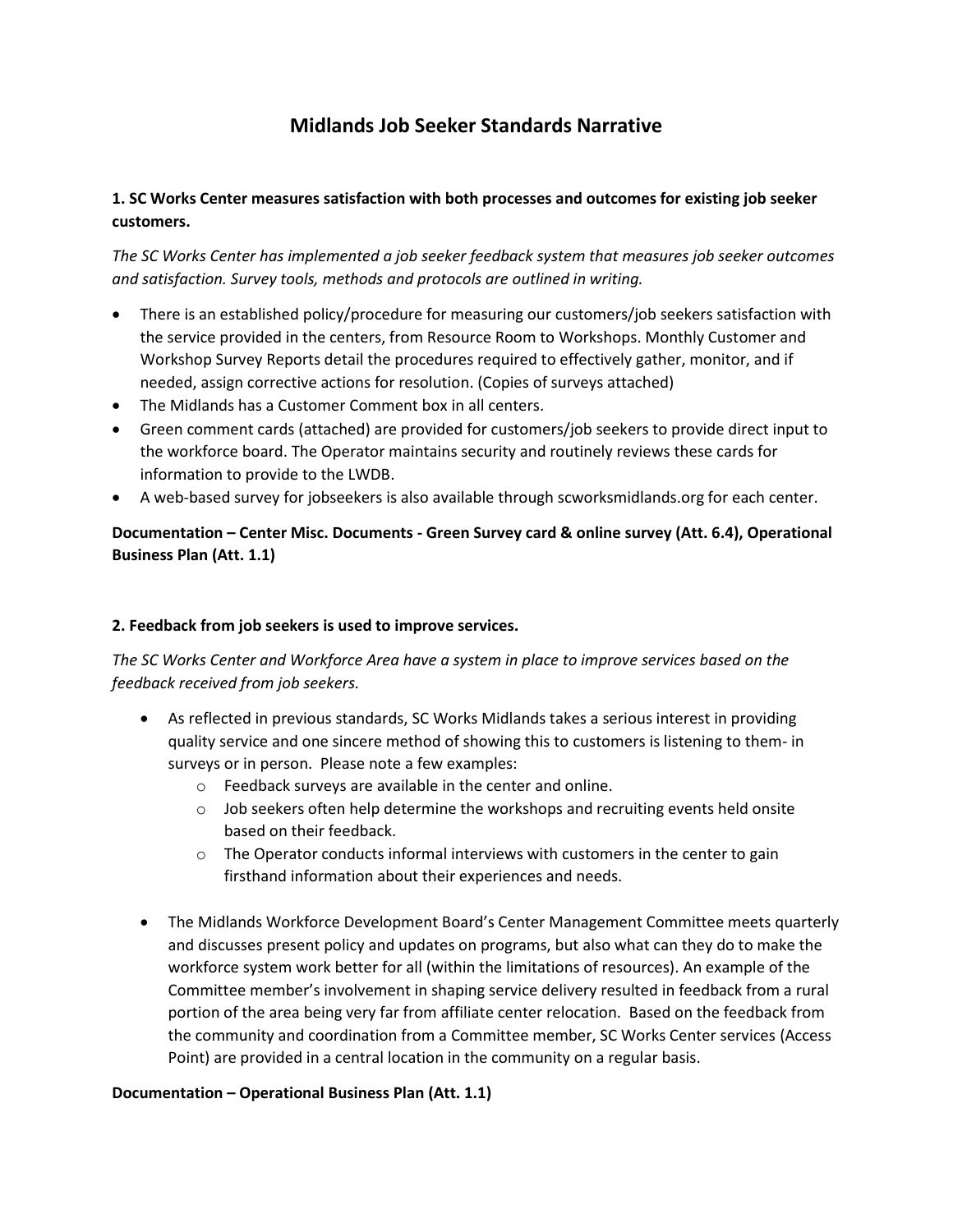# Midlands Job Seeker Standards Narrative

**1. SC Works Center measures satisfaction with both processes and outcomes for existing job seeker customers.**

*The SC Works Center has implemented a job seeker feedback system that measures job seeker outcomes and satisfaction. Survey tools, methods and protocols are outlined in writing.*

- There is an established policy/procedure for measuring our customers/job seekers satisfaction with the service provided in the centers, from Resource Room to Workshops. Monthly Customer and Workshop Survey Reports detail the procedures required to effectively gather, monitor, and if needed, assign corrective actions for resolution. (Copies of surveys attached)
- The Midlands has a Customer Comment box in all centers.
- Green comment cards (attached) are provided for customers/job seekers to provide direct input to the workforce board. The Operator maintains security and routinely reviews these cards for information to provide to the LWDB.
- A web-based survey for jobseekers is also available through scworksmidlands.org for each center.

**Documentation – Center Misc. Documents - Green Survey card & online survey (Att. 6.4), Operational Business Plan (Att. 1.1)**

**2. Feedback from job seekers is used to improve services.**

*The SC Works Center and Workforce Area have a system in place to improve services based on the feedback received from job seekers.*

- As reflected in previous standards, SC Works Midlands takes a serious interest in providing quality service and one sincere method of showing this to customers is listening to them- in surveys or in person. Please note a few examples:
  - Feedback surveys are available in the center and online.
  - Job seekers often help determine the workshops and recruiting events held onsite based on their feedback.
  - The Operator conducts informal interviews with customers in the center to gain firsthand information about their experiences and needs.
- The Midlands Workforce Development Board's Center Management Committee meets quarterly and discusses present policy and updates on programs, but also what can they do to make the workforce system work better for all (within the limitations of resources). An example of the Committee member's involvement in shaping service delivery resulted in feedback from a rural portion of the area being very far from affiliate center relocation. Based on the feedback from the community and coordination from a Committee member, SC Works Center services (Access Point) are provided in a central location in the community on a regular basis.

**Documentation – Operational Business Plan (Att. 1.1)**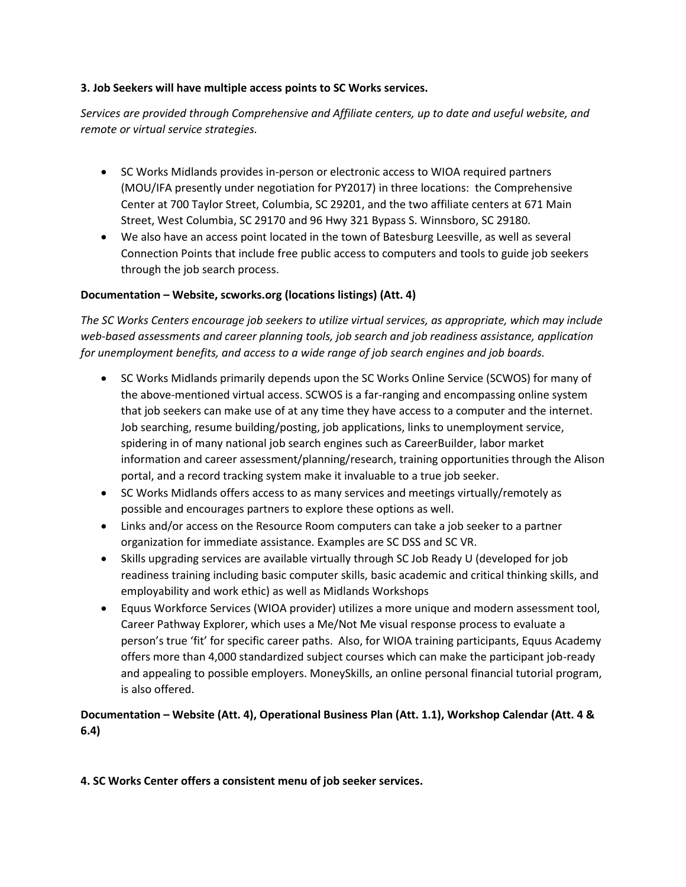**3. Job Seekers will have multiple access points to SC Works services.**

*Services are provided through Comprehensive and Affiliate centers, up to date and useful website, and remote or virtual service strategies.*

- SC Works Midlands provides in-person or electronic access to WIOA required partners (MOU/IFA presently under negotiation for PY2017) in three locations: the Comprehensive Center at 700 Taylor Street, Columbia, SC 29201, and the two affiliate centers at 671 Main Street, West Columbia, SC 29170 and 96 Hwy 321 Bypass S. Winnsboro, SC 29180.
- We also have an access point located in the town of Batesburg Leesville, as well as several Connection Points that include free public access to computers and tools to guide job seekers through the job search process.

**Documentation – Website, scworks.org (locations listings) (Att. 4)**

*The SC Works Centers encourage job seekers to utilize virtual services, as appropriate, which may include web-based assessments and career planning tools, job search and job readiness assistance, application for unemployment benefits, and access to a wide range of job search engines and job boards.*

- SC Works Midlands primarily depends upon the SC Works Online Service (SCWOS) for many of the above-mentioned virtual access. SCWOS is a far-ranging and encompassing online system that job seekers can make use of at any time they have access to a computer and the internet. Job searching, resume building/posting, job applications, links to unemployment service, spidering in of many national job search engines such as CareerBuilder, labor market information and career assessment/planning/research, training opportunities through the Alison portal, and a record tracking system make it invaluable to a true job seeker.
- SC Works Midlands offers access to as many services and meetings virtually/remotely as possible and encourages partners to explore these options as well.
- Links and/or access on the Resource Room computers can take a job seeker to a partner organization for immediate assistance. Examples are SC DSS and SC VR.
- Skills upgrading services are available virtually through SC Job Ready U (developed for job readiness training including basic computer skills, basic academic and critical thinking skills, and employability and work ethic) as well as Midlands Workshops
- Equus Workforce Services (WIOA provider) utilizes a more unique and modern assessment tool, Career Pathway Explorer, which uses a Me/Not Me visual response process to evaluate a person's true 'fit' for specific career paths. Also, for WIOA training participants, Equus Academy offers more than 4,000 standardized subject courses which can make the participant job-ready and appealing to possible employers. MoneySkills, an online personal financial tutorial program, is also offered.

**Documentation – Website (Att. 4), Operational Business Plan (Att. 1.1), Workshop Calendar (Att. 4 & 6.4)**

**4. SC Works Center offers a consistent menu of job seeker services.**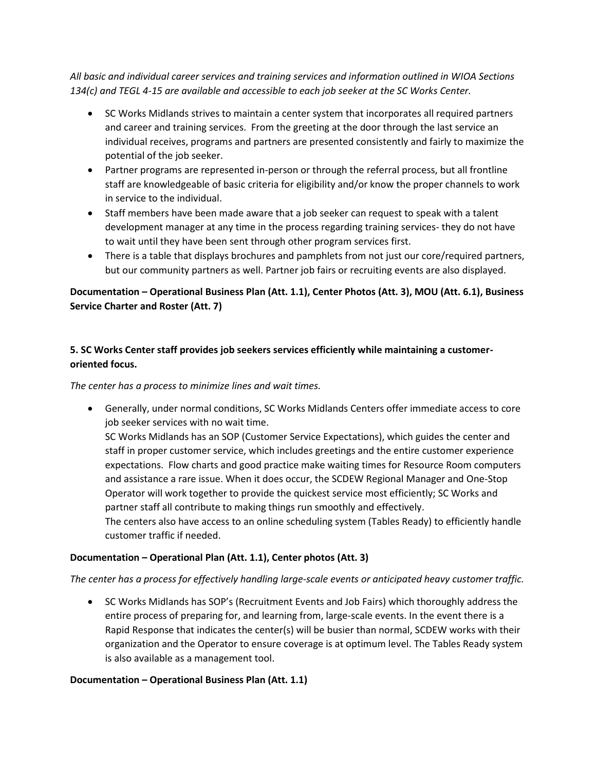*All basic and individual career services and training services and information outlined in WIOA Sections 134(c) and TEGL 4-15 are available and accessible to each job seeker at the SC Works Center.*

- SC Works Midlands strives to maintain a center system that incorporates all required partners and career and training services. From the greeting at the door through the last service an individual receives, programs and partners are presented consistently and fairly to maximize the potential of the job seeker.
- Partner programs are represented in-person or through the referral process, but all frontline staff are knowledgeable of basic criteria for eligibility and/or know the proper channels to work in service to the individual.
- Staff members have been made aware that a job seeker can request to speak with a talent development manager at any time in the process regarding training services- they do not have to wait until they have been sent through other program services first.
- There is a table that displays brochures and pamphlets from not just our core/required partners, but our community partners as well. Partner job fairs or recruiting events are also displayed.

**Documentation – Operational Business Plan (Att. 1.1), Center Photos (Att. 3), MOU (Att. 6.1), Business Service Charter and Roster (Att. 7)**

**5. SC Works Center staff provides job seekers services efficiently while maintaining a customer-oriented focus.**

*The center has a process to minimize lines and wait times.*

- Generally, under normal conditions, SC Works Midlands Centers offer immediate access to core job seeker services with no wait time.
  SC Works Midlands has an SOP (Customer Service Expectations), which guides the center and staff in proper customer service, which includes greetings and the entire customer experience expectations. Flow charts and good practice make waiting times for Resource Room computers and assistance a rare issue. When it does occur, the SCDEW Regional Manager and One-Stop Operator will work together to provide the quickest service most efficiently; SC Works and partner staff all contribute to making things run smoothly and effectively.
  The centers also have access to an online scheduling system (Tables Ready) to efficiently handle customer traffic if needed.

**Documentation – Operational Plan (Att. 1.1), Center photos (Att. 3)**

*The center has a process for effectively handling large-scale events or anticipated heavy customer traffic.*

- SC Works Midlands has SOP's (Recruitment Events and Job Fairs) which thoroughly address the entire process of preparing for, and learning from, large-scale events. In the event there is a Rapid Response that indicates the center(s) will be busier than normal, SCDEW works with their organization and the Operator to ensure coverage is at optimum level. The Tables Ready system is also available as a management tool.

**Documentation – Operational Business Plan (Att. 1.1)**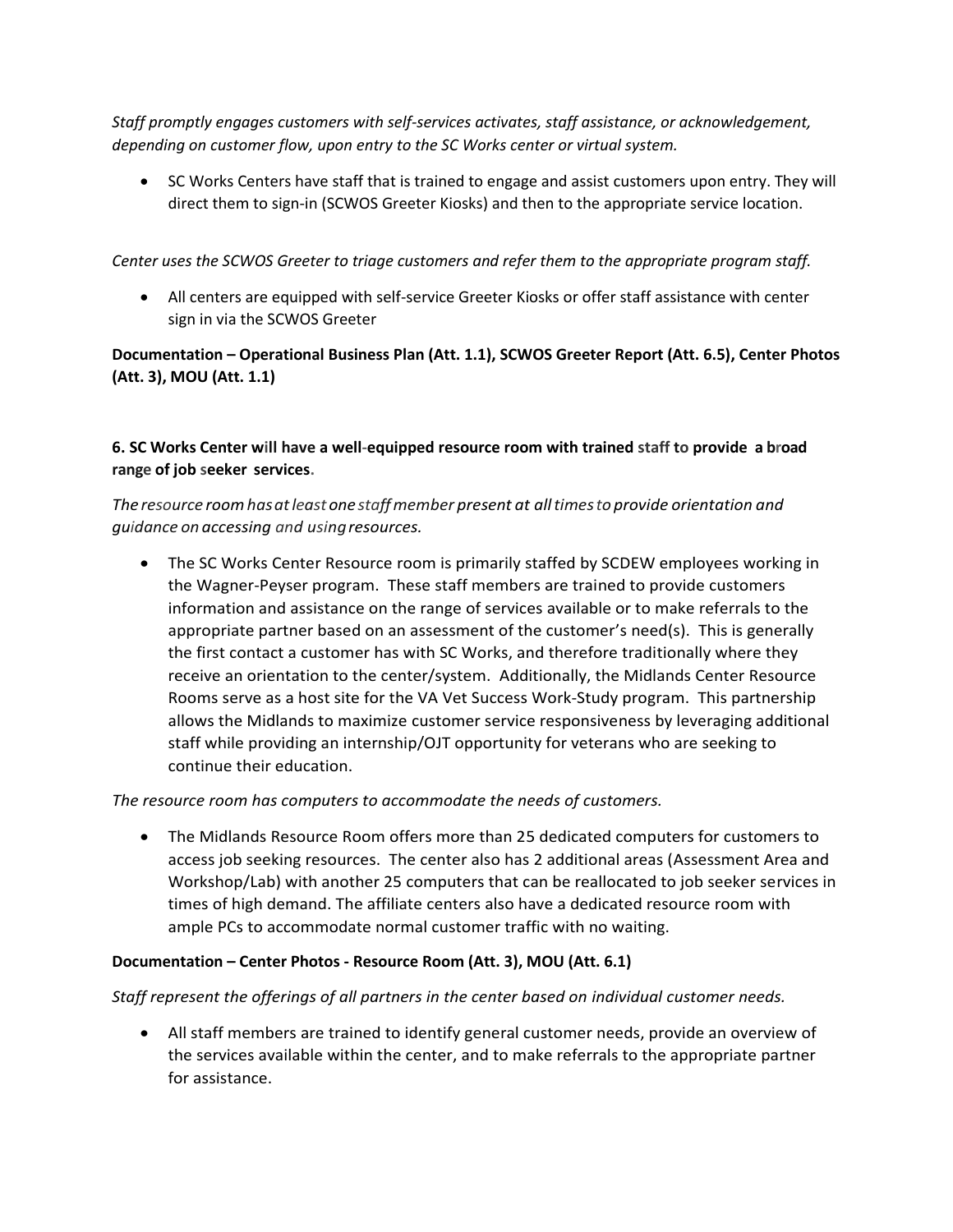*Staff promptly engages customers with self-services activates, staff assistance, or acknowledgement, depending on customer flow, upon entry to the SC Works center or virtual system.*

- SC Works Centers have staff that is trained to engage and assist customers upon entry. They will direct them to sign-in (SCWOS Greeter Kiosks) and then to the appropriate service location.

*Center uses the SCWOS Greeter to triage customers and refer them to the appropriate program staff.*

- All centers are equipped with self-service Greeter Kiosks or offer staff assistance with center sign in via the SCWOS Greeter

**Documentation – Operational Business Plan (Att. 1.1), SCWOS Greeter Report (Att. 6.5), Center Photos (Att. 3), MOU (Att. 1.1)**

**6. SC Works Center will have a well-equipped resource room with trained staff to provide a broad range of job seeker services.**

*The resource room has at least one staff member present at all times to provide orientation and guidance on accessing and using resources.*

- The SC Works Center Resource room is primarily staffed by SCDEW employees working in the Wagner-Peyser program. These staff members are trained to provide customers information and assistance on the range of services available or to make referrals to the appropriate partner based on an assessment of the customer's need(s). This is generally the first contact a customer has with SC Works, and therefore traditionally where they receive an orientation to the center/system. Additionally, the Midlands Center Resource Rooms serve as a host site for the VA Vet Success Work-Study program. This partnership allows the Midlands to maximize customer service responsiveness by leveraging additional staff while providing an internship/OJT opportunity for veterans who are seeking to continue their education.

*The resource room has computers to accommodate the needs of customers.*

- The Midlands Resource Room offers more than 25 dedicated computers for customers to access job seeking resources. The center also has 2 additional areas (Assessment Area and Workshop/Lab) with another 25 computers that can be reallocated to job seeker services in times of high demand. The affiliate centers also have a dedicated resource room with ample PCs to accommodate normal customer traffic with no waiting.

**Documentation – Center Photos - Resource Room (Att. 3), MOU (Att. 6.1)**

*Staff represent the offerings of all partners in the center based on individual customer needs.*

- All staff members are trained to identify general customer needs, provide an overview of the services available within the center, and to make referrals to the appropriate partner for assistance.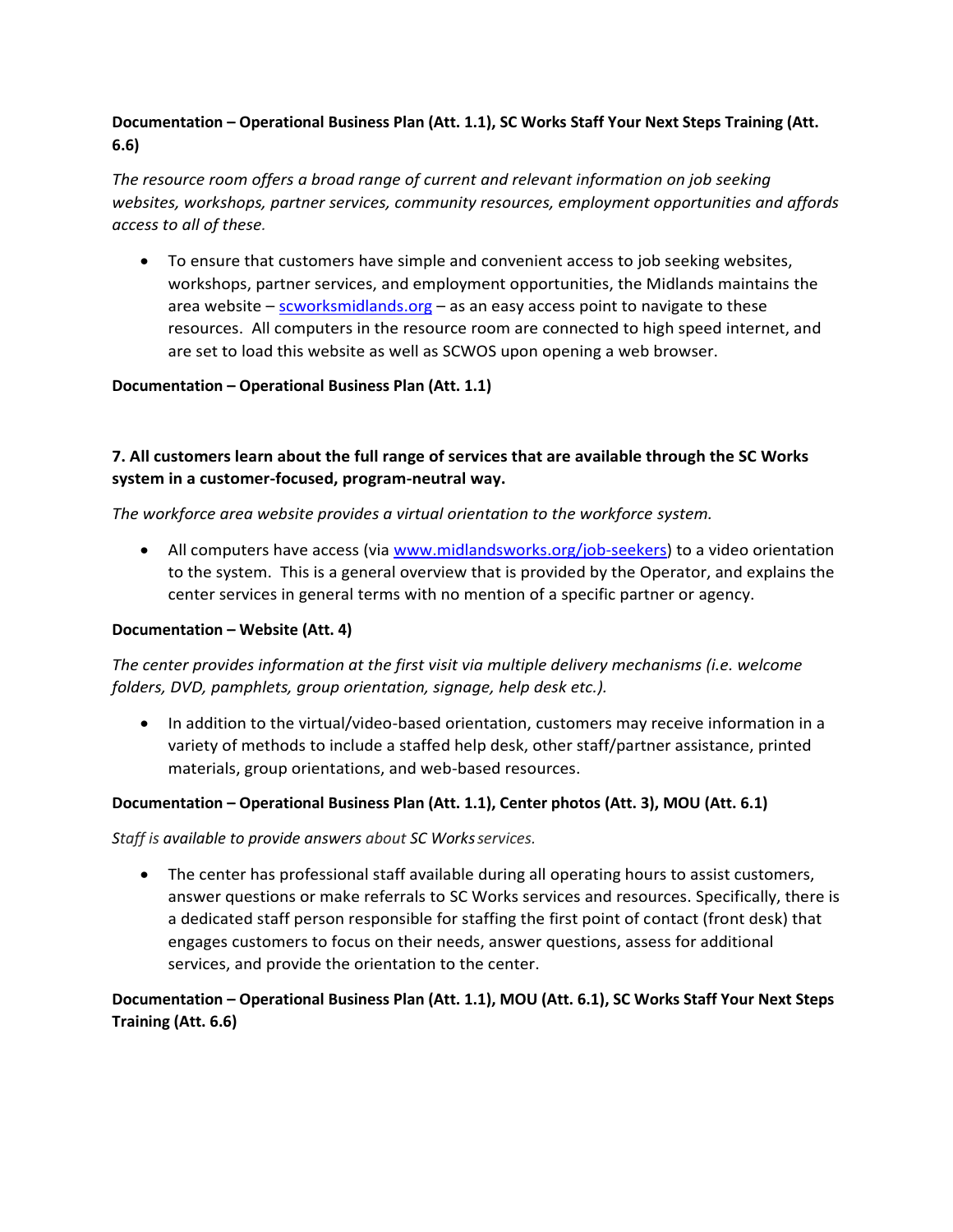**Documentation – Operational Business Plan (Att. 1.1), SC Works Staff Your Next Steps Training (Att. 6.6)**

*The resource room offers a broad range of current and relevant information on job seeking websites, workshops, partner services, community resources, employment opportunities and affords access to all of these.*

- To ensure that customers have simple and convenient access to job seeking websites, workshops, partner services, and employment opportunities, the Midlands maintains the area website – [scworksmidlands.org](scworksmidlands.org) – as an easy access point to navigate to these resources. All computers in the resource room are connected to high speed internet, and are set to load this website as well as SCWOS upon opening a web browser.

**Documentation – Operational Business Plan (Att. 1.1)**

**7. All customers learn about the full range of services that are available through the SC Works system in a customer-focused, program-neutral way.**

*The workforce area website provides a virtual orientation to the workforce system.*

- All computers have access (via [www.midlandsworks.org/job-seekers](www.midlandsworks.org/job-seekers)) to a video orientation to the system. This is a general overview that is provided by the Operator, and explains the center services in general terms with no mention of a specific partner or agency.

**Documentation – Website (Att. 4)**

*The center provides information at the first visit via multiple delivery mechanisms (i.e. welcome folders, DVD, pamphlets, group orientation, signage, help desk etc.).*

- In addition to the virtual/video-based orientation, customers may receive information in a variety of methods to include a staffed help desk, other staff/partner assistance, printed materials, group orientations, and web-based resources.

**Documentation – Operational Business Plan (Att. 1.1), Center photos (Att. 3), MOU (Att. 6.1)**

*Staff is available to provide answers about SC Works services.*

- The center has professional staff available during all operating hours to assist customers, answer questions or make referrals to SC Works services and resources. Specifically, there is a dedicated staff person responsible for staffing the first point of contact (front desk) that engages customers to focus on their needs, answer questions, assess for additional services, and provide the orientation to the center.

**Documentation – Operational Business Plan (Att. 1.1), MOU (Att. 6.1), SC Works Staff Your Next Steps Training (Att. 6.6)**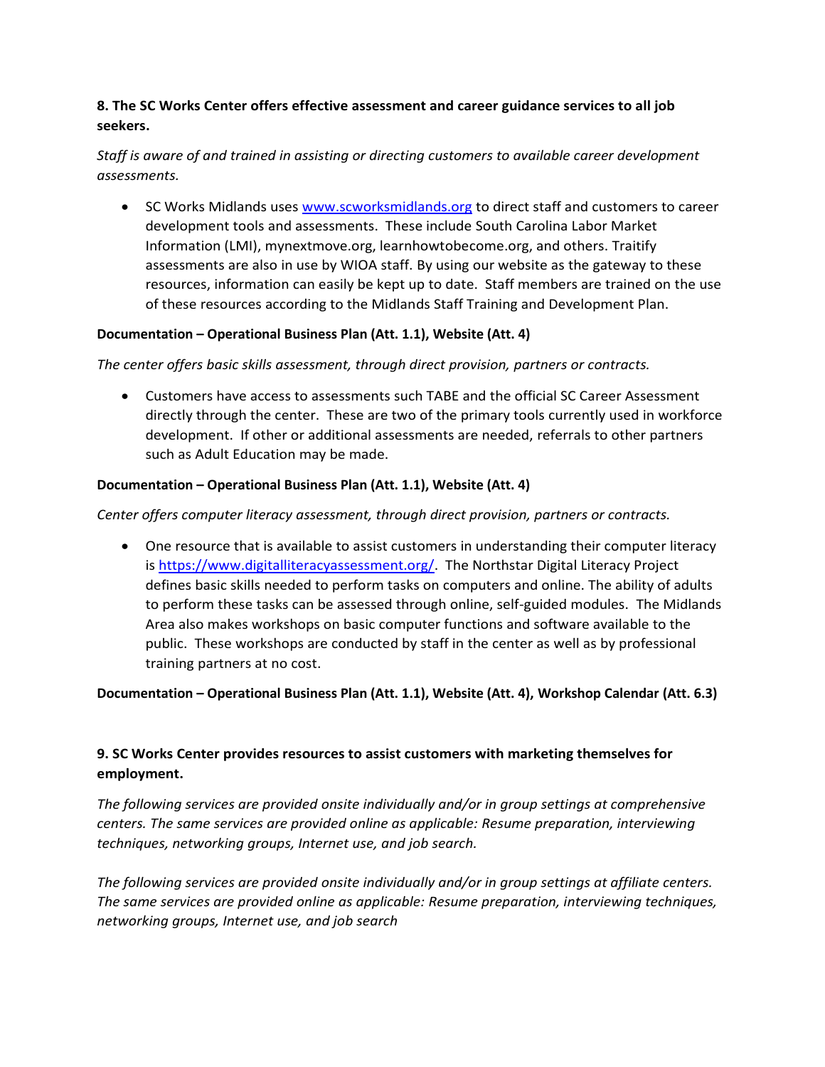**8. The SC Works Center offers effective assessment and career guidance services to all job seekers.**

*Staff is aware of and trained in assisting or directing customers to available career development assessments.*

- SC Works Midlands uses [www.scworksmidlands.org](www.scworksmidlands.org) to direct staff and customers to career development tools and assessments. These include South Carolina Labor Market Information (LMI), mynextmove.org, learnhowtobecome.org, and others. Traitify assessments are also in use by WIOA staff. By using our website as the gateway to these resources, information can easily be kept up to date. Staff members are trained on the use of these resources according to the Midlands Staff Training and Development Plan.

**Documentation – Operational Business Plan (Att. 1.1), Website (Att. 4)**

*The center offers basic skills assessment, through direct provision, partners or contracts.*

- Customers have access to assessments such TABE and the official SC Career Assessment directly through the center. These are two of the primary tools currently used in workforce development. If other or additional assessments are needed, referrals to other partners such as Adult Education may be made.

**Documentation – Operational Business Plan (Att. 1.1), Website (Att. 4)**

*Center offers computer literacy assessment, through direct provision, partners or contracts.*

- One resource that is available to assist customers in understanding their computer literacy is [https://www.digitalliteracyassessment.org/](https://www.digitalliteracyassessment.org/). The Northstar Digital Literacy Project defines basic skills needed to perform tasks on computers and online. The ability of adults to perform these tasks can be assessed through online, self-guided modules. The Midlands Area also makes workshops on basic computer functions and software available to the public. These workshops are conducted by staff in the center as well as by professional training partners at no cost.

**Documentation – Operational Business Plan (Att. 1.1), Website (Att. 4), Workshop Calendar (Att. 6.3)**

**9. SC Works Center provides resources to assist customers with marketing themselves for employment.**

*The following services are provided onsite individually and/or in group settings at comprehensive centers. The same services are provided online as applicable: Resume preparation, interviewing techniques, networking groups, Internet use, and job search.*

*The following services are provided onsite individually and/or in group settings at affiliate centers. The same services are provided online as applicable: Resume preparation, interviewing techniques, networking groups, Internet use, and job search*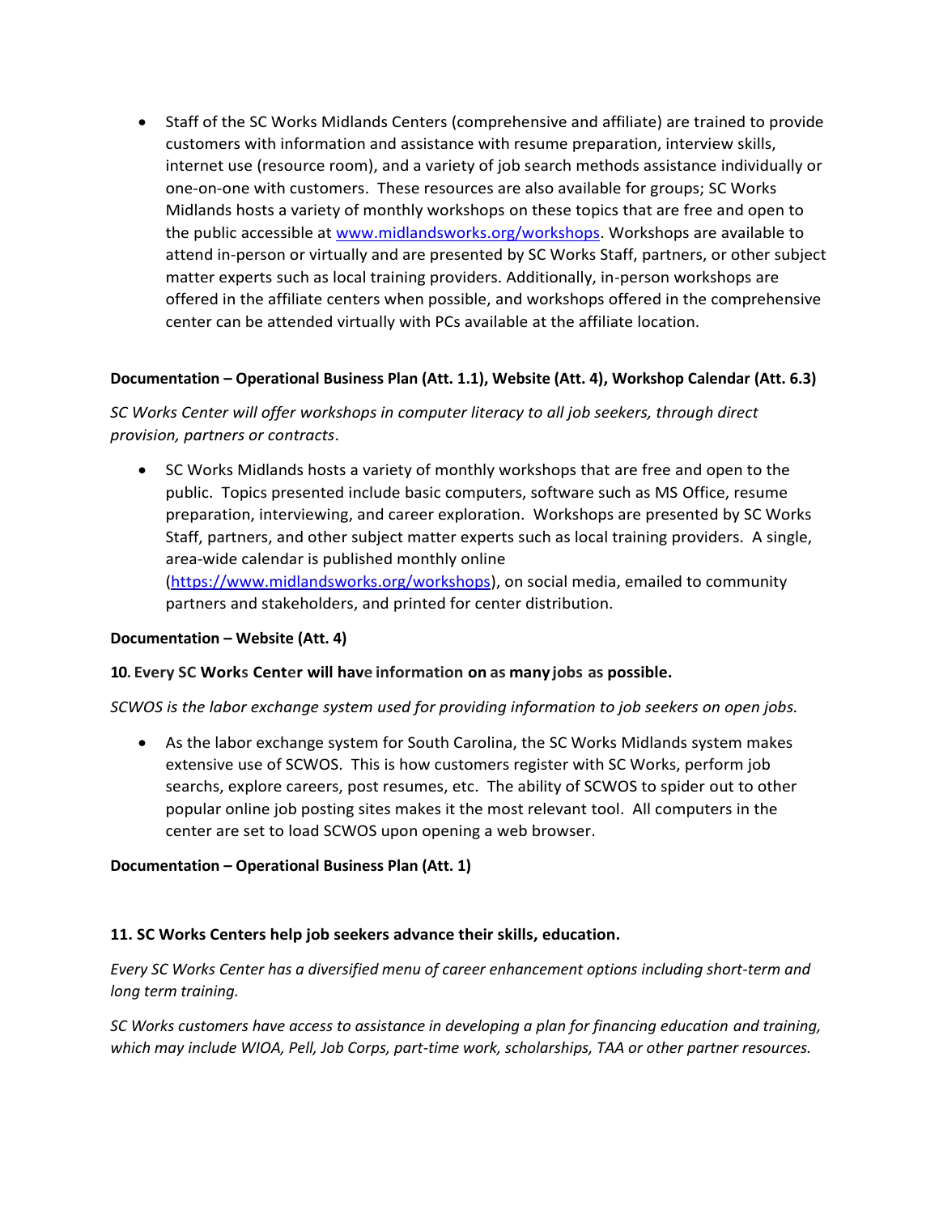- Staff of the SC Works Midlands Centers (comprehensive and affiliate) are trained to provide customers with information and assistance with resume preparation, interview skills, internet use (resource room), and a variety of job search methods assistance individually or one-on-one with customers. These resources are also available for groups; SC Works Midlands hosts a variety of monthly workshops on these topics that are free and open to the public accessible at [www.midlandsworks.org/workshops](www.midlandsworks.org/workshops). Workshops are available to attend in-person or virtually and are presented by SC Works Staff, partners, or other subject matter experts such as local training providers. Additionally, in-person workshops are offered in the affiliate centers when possible, and workshops offered in the comprehensive center can be attended virtually with PCs available at the affiliate location.

**Documentation – Operational Business Plan (Att. 1.1), Website (Att. 4), Workshop Calendar (Att. 6.3)**

*SC Works Center will offer workshops in computer literacy to all job seekers, through direct provision, partners or contracts.*

- SC Works Midlands hosts a variety of monthly workshops that are free and open to the public. Topics presented include basic computers, software such as MS Office, resume preparation, interviewing, and career exploration. Workshops are presented by SC Works Staff, partners, and other subject matter experts such as local training providers. A single, area-wide calendar is published monthly online ([https://www.midlandsworks.org/workshops](https://www.midlandsworks.org/workshops)), on social media, emailed to community partners and stakeholders, and printed for center distribution.

**Documentation – Website (Att. 4)**

**10. Every SC Works Center will have information on as many jobs as possible.**

*SCWOS is the labor exchange system used for providing information to job seekers on open jobs.*

- As the labor exchange system for South Carolina, the SC Works Midlands system makes extensive use of SCWOS. This is how customers register with SC Works, perform job searchs, explore careers, post resumes, etc. The ability of SCWOS to spider out to other popular online job posting sites makes it the most relevant tool. All computers in the center are set to load SCWOS upon opening a web browser.

**Documentation – Operational Business Plan (Att. 1)**

**11. SC Works Centers help job seekers advance their skills, education.**

*Every SC Works Center has a diversified menu of career enhancement options including short-term and long term training.*

*SC Works customers have access to assistance in developing a plan for financing education and training, which may include WIOA, Pell, Job Corps, part-time work, scholarships, TAA or other partner resources.*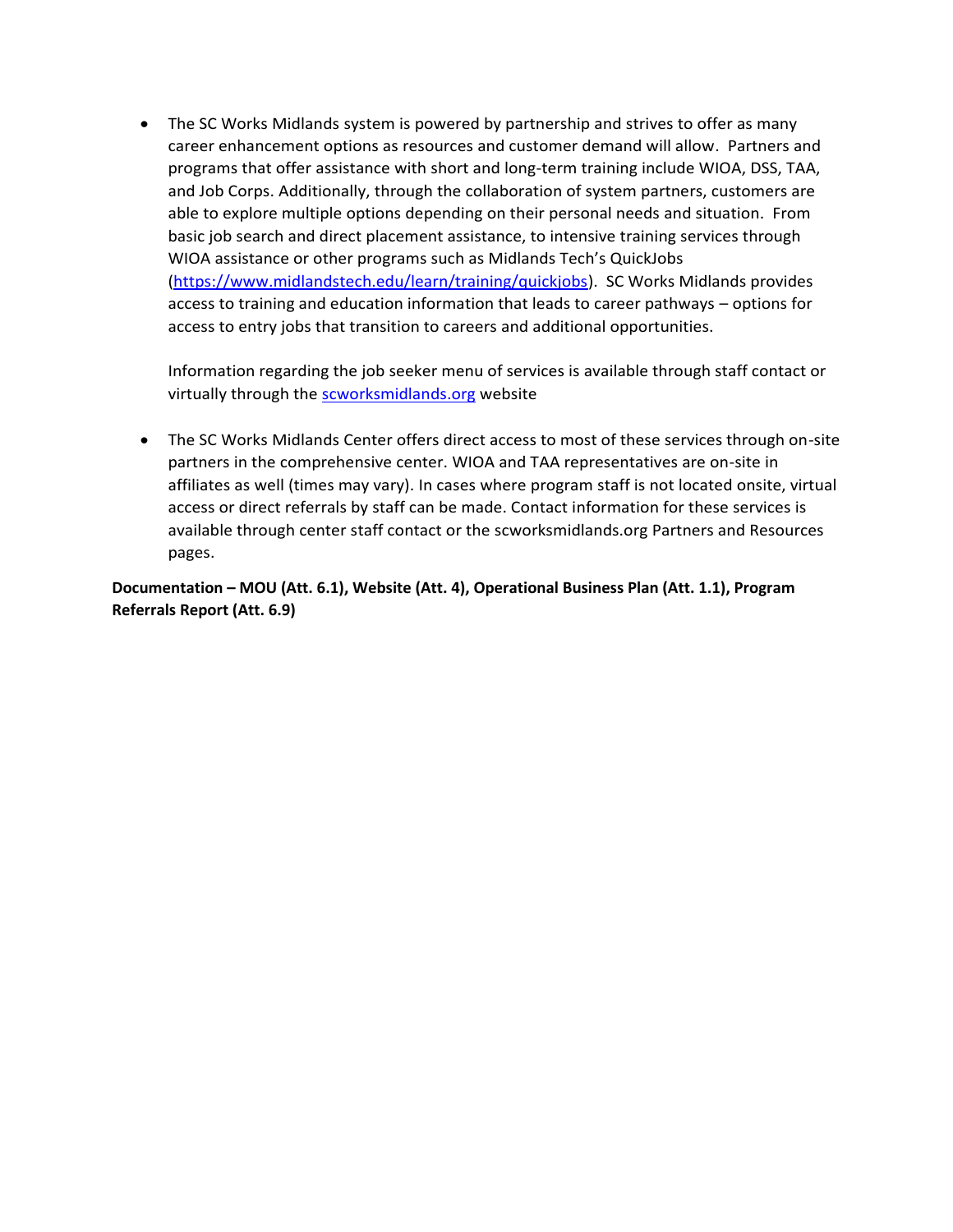- The SC Works Midlands system is powered by partnership and strives to offer as many career enhancement options as resources and customer demand will allow. Partners and programs that offer assistance with short and long-term training include WIOA, DSS, TAA, and Job Corps. Additionally, through the collaboration of system partners, customers are able to explore multiple options depending on their personal needs and situation. From basic job search and direct placement assistance, to intensive training services through WIOA assistance or other programs such as Midlands Tech's QuickJobs ([https://www.midlandstech.edu/learn/training/quickjobs](https://www.midlandstech.edu/learn/training/quickjobs)). SC Works Midlands provides access to training and education information that leads to career pathways – options for access to entry jobs that transition to careers and additional opportunities.

  Information regarding the job seeker menu of services is available through staff contact or virtually through the [scworksmidlands.org](scworksmidlands.org) website

- The SC Works Midlands Center offers direct access to most of these services through on-site partners in the comprehensive center. WIOA and TAA representatives are on-site in affiliates as well (times may vary). In cases where program staff is not located onsite, virtual access or direct referrals by staff can be made. Contact information for these services is available through center staff contact or the scworksmidlands.org Partners and Resources pages.

**Documentation – MOU (Att. 6.1), Website (Att. 4), Operational Business Plan (Att. 1.1), Program Referrals Report (Att. 6.9)**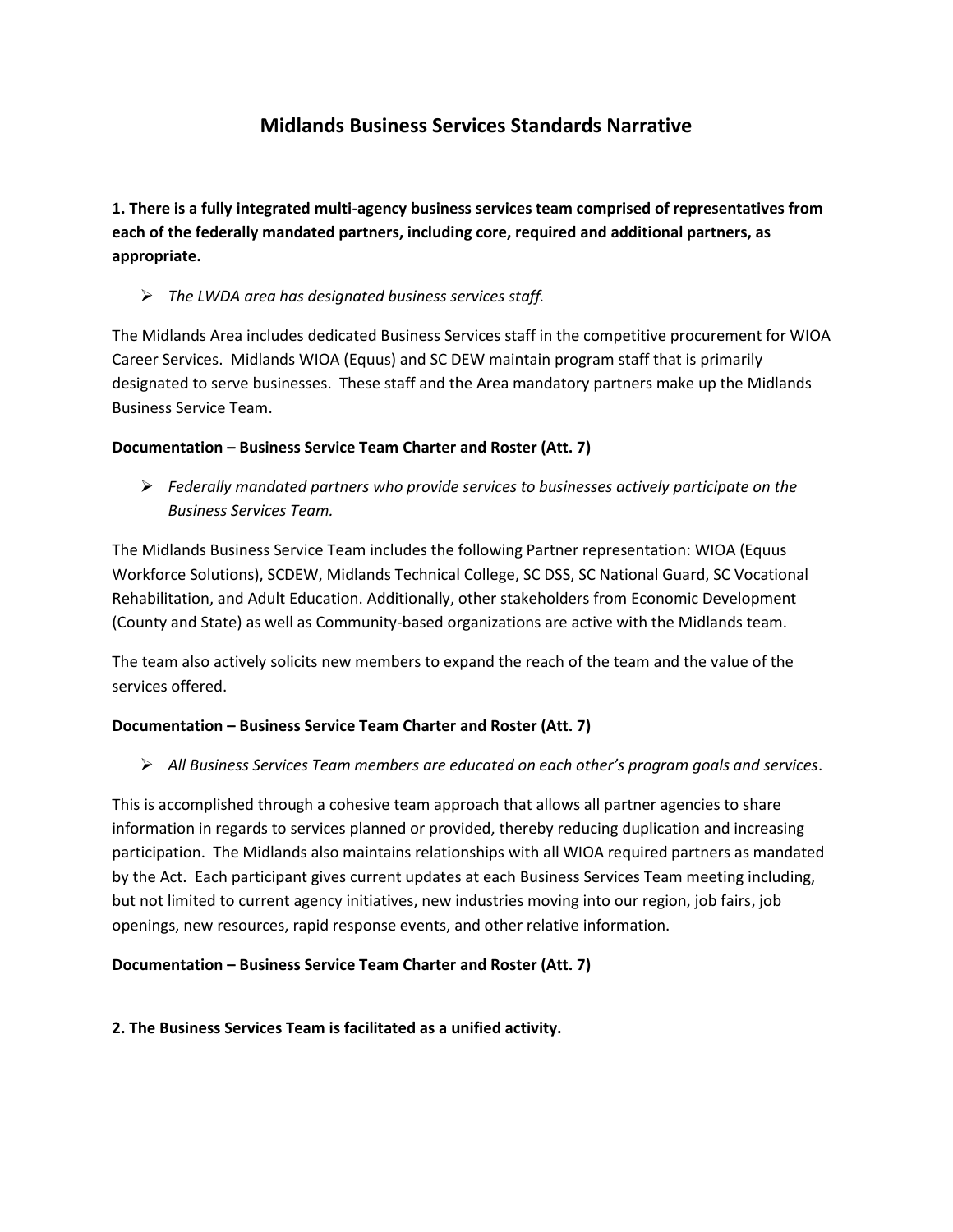# Midlands Business Services Standards Narrative

**1. There is a fully integrated multi-agency business services team comprised of representatives from each of the federally mandated partners, including core, required and additional partners, as appropriate.**

- *The LWDA area has designated business services staff.*

The Midlands Area includes dedicated Business Services staff in the competitive procurement for WIOA Career Services. Midlands WIOA (Equus) and SC DEW maintain program staff that is primarily designated to serve businesses. These staff and the Area mandatory partners make up the Midlands Business Service Team.

**Documentation – Business Service Team Charter and Roster (Att. 7)**

- *Federally mandated partners who provide services to businesses actively participate on the Business Services Team.*

The Midlands Business Service Team includes the following Partner representation: WIOA (Equus Workforce Solutions), SCDEW, Midlands Technical College, SC DSS, SC National Guard, SC Vocational Rehabilitation, and Adult Education. Additionally, other stakeholders from Economic Development (County and State) as well as Community-based organizations are active with the Midlands team.

The team also actively solicits new members to expand the reach of the team and the value of the services offered.

**Documentation – Business Service Team Charter and Roster (Att. 7)**

- *All Business Services Team members are educated on each other's program goals and services*.

This is accomplished through a cohesive team approach that allows all partner agencies to share information in regards to services planned or provided, thereby reducing duplication and increasing participation. The Midlands also maintains relationships with all WIOA required partners as mandated by the Act. Each participant gives current updates at each Business Services Team meeting including, but not limited to current agency initiatives, new industries moving into our region, job fairs, job openings, new resources, rapid response events, and other relative information.

**Documentation – Business Service Team Charter and Roster (Att. 7)**

**2. The Business Services Team is facilitated as a unified activity.**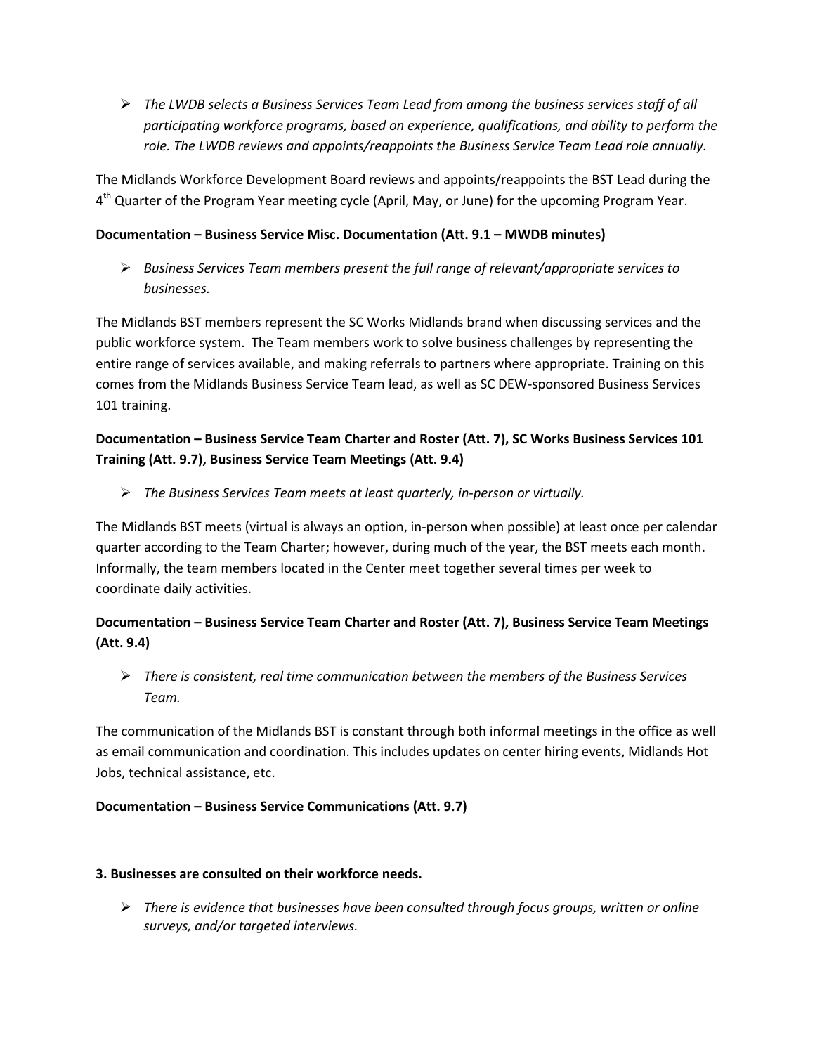- *The LWDB selects a Business Services Team Lead from among the business services staff of all participating workforce programs, based on experience, qualifications, and ability to perform the role. The LWDB reviews and appoints/reappoints the Business Service Team Lead role annually.*

The Midlands Workforce Development Board reviews and appoints/reappoints the BST Lead during the 4th Quarter of the Program Year meeting cycle (April, May, or June) for the upcoming Program Year.

**Documentation – Business Service Misc. Documentation (Att. 9.1 – MWDB minutes)**

- *Business Services Team members present the full range of relevant/appropriate services to businesses.*

The Midlands BST members represent the SC Works Midlands brand when discussing services and the public workforce system. The Team members work to solve business challenges by representing the entire range of services available, and making referrals to partners where appropriate. Training on this comes from the Midlands Business Service Team lead, as well as SC DEW-sponsored Business Services 101 training.

**Documentation – Business Service Team Charter and Roster (Att. 7), SC Works Business Services 101 Training (Att. 9.7), Business Service Team Meetings (Att. 9.4)**

- *The Business Services Team meets at least quarterly, in-person or virtually.*

The Midlands BST meets (virtual is always an option, in-person when possible) at least once per calendar quarter according to the Team Charter; however, during much of the year, the BST meets each month. Informally, the team members located in the Center meet together several times per week to coordinate daily activities.

**Documentation – Business Service Team Charter and Roster (Att. 7), Business Service Team Meetings (Att. 9.4)**

- *There is consistent, real time communication between the members of the Business Services Team.*

The communication of the Midlands BST is constant through both informal meetings in the office as well as email communication and coordination. This includes updates on center hiring events, Midlands Hot Jobs, technical assistance, etc.

**Documentation – Business Service Communications (Att. 9.7)**

**3. Businesses are consulted on their workforce needs.**

- *There is evidence that businesses have been consulted through focus groups, written or online surveys, and/or targeted interviews.*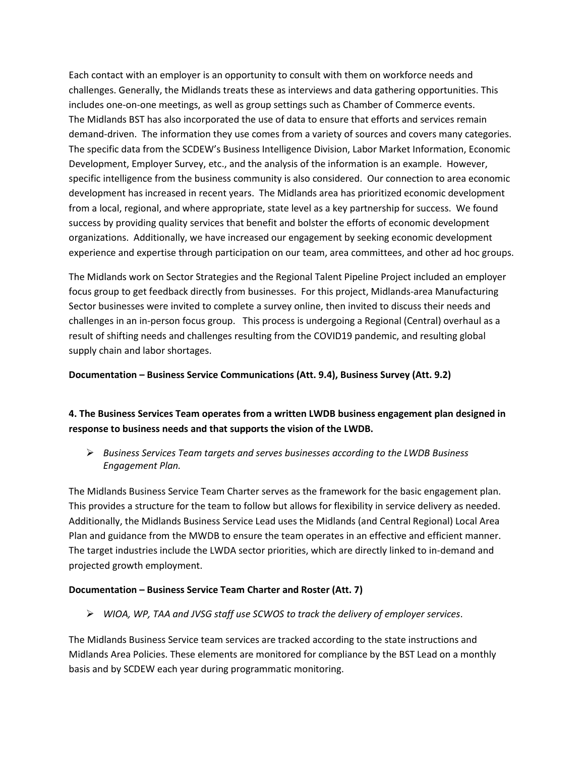Each contact with an employer is an opportunity to consult with them on workforce needs and challenges. Generally, the Midlands treats these as interviews and data gathering opportunities. This includes one-on-one meetings, as well as group settings such as Chamber of Commerce events. The Midlands BST has also incorporated the use of data to ensure that efforts and services remain demand-driven. The information they use comes from a variety of sources and covers many categories. The specific data from the SCDEW's Business Intelligence Division, Labor Market Information, Economic Development, Employer Survey, etc., and the analysis of the information is an example. However, specific intelligence from the business community is also considered. Our connection to area economic development has increased in recent years. The Midlands area has prioritized economic development from a local, regional, and where appropriate, state level as a key partnership for success. We found success by providing quality services that benefit and bolster the efforts of economic development organizations. Additionally, we have increased our engagement by seeking economic development experience and expertise through participation on our team, area committees, and other ad hoc groups.

The Midlands work on Sector Strategies and the Regional Talent Pipeline Project included an employer focus group to get feedback directly from businesses. For this project, Midlands-area Manufacturing Sector businesses were invited to complete a survey online, then invited to discuss their needs and challenges in an in-person focus group. This process is undergoing a Regional (Central) overhaul as a result of shifting needs and challenges resulting from the COVID19 pandemic, and resulting global supply chain and labor shortages.

**Documentation – Business Service Communications (Att. 9.4), Business Survey (Att. 9.2)**

**4. The Business Services Team operates from a written LWDB business engagement plan designed in response to business needs and that supports the vision of the LWDB.**

- *Business Services Team targets and serves businesses according to the LWDB Business Engagement Plan.*

The Midlands Business Service Team Charter serves as the framework for the basic engagement plan. This provides a structure for the team to follow but allows for flexibility in service delivery as needed. Additionally, the Midlands Business Service Lead uses the Midlands (and Central Regional) Local Area Plan and guidance from the MWDB to ensure the team operates in an effective and efficient manner. The target industries include the LWDA sector priorities, which are directly linked to in-demand and projected growth employment.

**Documentation – Business Service Team Charter and Roster (Att. 7)**

- *WIOA, WP, TAA and JVSG staff use SCWOS to track the delivery of employer services*.

The Midlands Business Service team services are tracked according to the state instructions and Midlands Area Policies. These elements are monitored for compliance by the BST Lead on a monthly basis and by SCDEW each year during programmatic monitoring.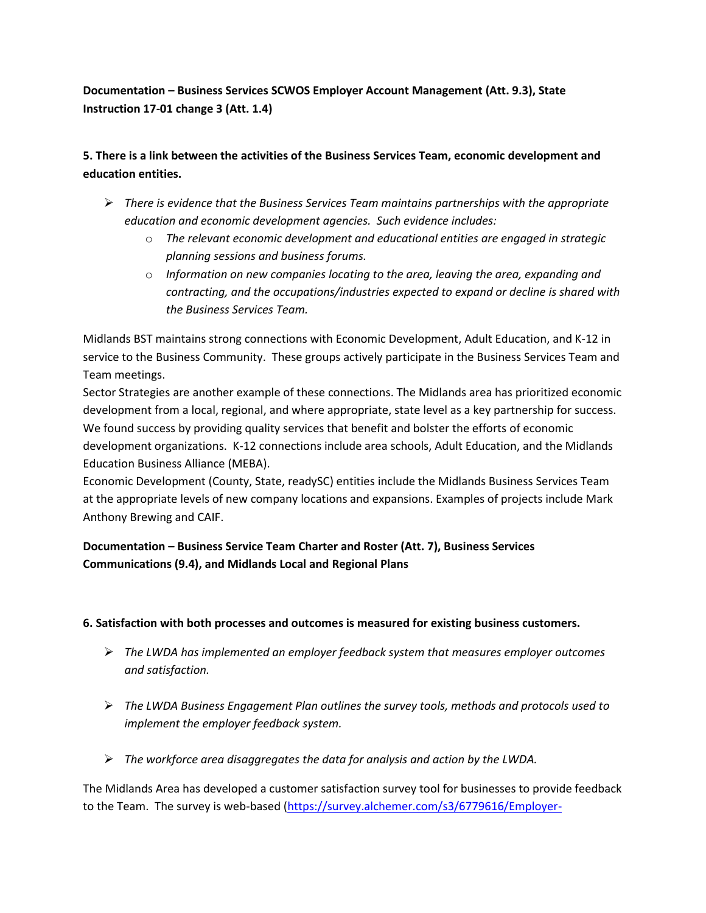**Documentation – Business Services SCWOS Employer Account Management (Att. 9.3), State Instruction 17-01 change 3 (Att. 1.4)**

**5. There is a link between the activities of the Business Services Team, economic development and education entities.**

- *There is evidence that the Business Services Team maintains partnerships with the appropriate education and economic development agencies. Such evidence includes:*
  - *The relevant economic development and educational entities are engaged in strategic planning sessions and business forums.*
  - *Information on new companies locating to the area, leaving the area, expanding and contracting, and the occupations/industries expected to expand or decline is shared with the Business Services Team.*

Midlands BST maintains strong connections with Economic Development, Adult Education, and K-12 in service to the Business Community. These groups actively participate in the Business Services Team and Team meetings.
Sector Strategies are another example of these connections. The Midlands area has prioritized economic development from a local, regional, and where appropriate, state level as a key partnership for success. We found success by providing quality services that benefit and bolster the efforts of economic development organizations. K-12 connections include area schools, Adult Education, and the Midlands Education Business Alliance (MEBA).
Economic Development (County, State, readySC) entities include the Midlands Business Services Team at the appropriate levels of new company locations and expansions. Examples of projects include Mark Anthony Brewing and CAIF.

**Documentation – Business Service Team Charter and Roster (Att. 7), Business Services Communications (9.4), and Midlands Local and Regional Plans**

**6. Satisfaction with both processes and outcomes is measured for existing business customers.**

- *The LWDA has implemented an employer feedback system that measures employer outcomes and satisfaction.*

- *The LWDA Business Engagement Plan outlines the survey tools, methods and protocols used to implement the employer feedback system.*

- *The workforce area disaggregates the data for analysis and action by the LWDA.*

The Midlands Area has developed a customer satisfaction survey tool for businesses to provide feedback to the Team. The survey is web-based (https://survey.alchemer.com/s3/6779616/Employer-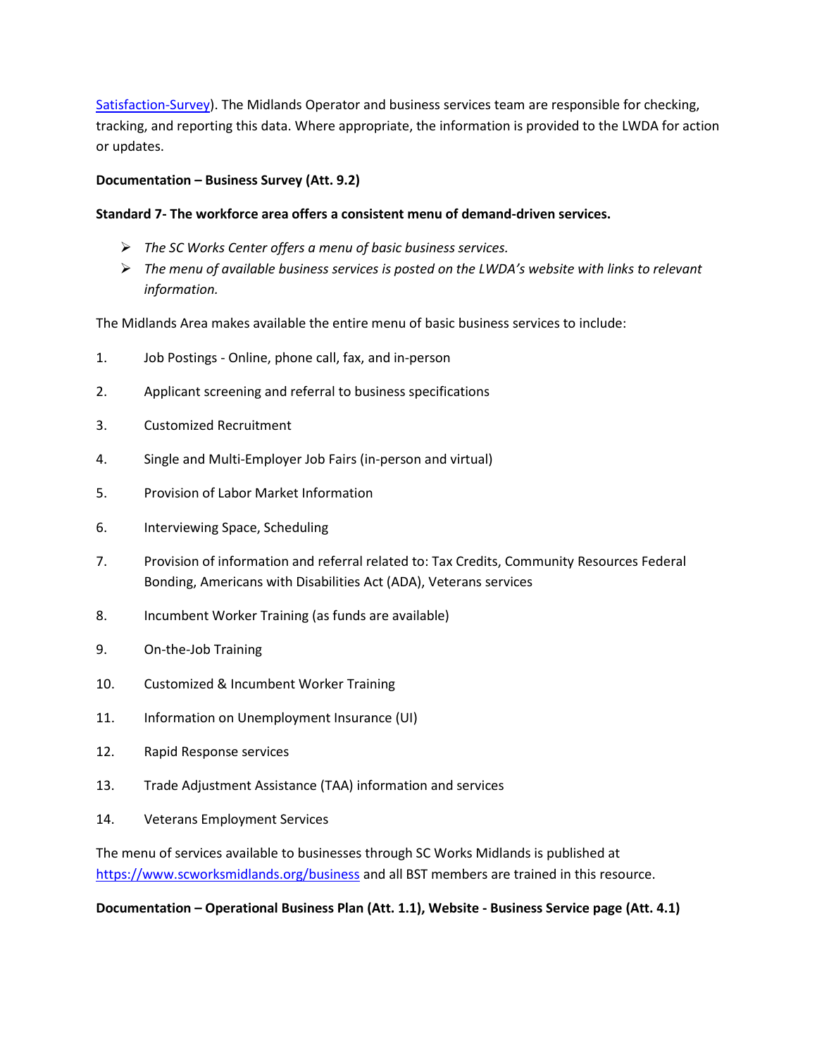Satisfaction-Survey). The Midlands Operator and business services team are responsible for checking, tracking, and reporting this data. Where appropriate, the information is provided to the LWDA for action or updates.

**Documentation – Business Survey (Att. 9.2)**

**Standard 7- The workforce area offers a consistent menu of demand-driven services.**

- *The SC Works Center offers a menu of basic business services.*
- *The menu of available business services is posted on the LWDA's website with links to relevant information.*

The Midlands Area makes available the entire menu of basic business services to include:

1. Job Postings - Online, phone call, fax, and in-person
2. Applicant screening and referral to business specifications
3. Customized Recruitment
4. Single and Multi-Employer Job Fairs (in-person and virtual)
5. Provision of Labor Market Information
6. Interviewing Space, Scheduling
7. Provision of information and referral related to: Tax Credits, Community Resources Federal Bonding, Americans with Disabilities Act (ADA), Veterans services
8. Incumbent Worker Training (as funds are available)
9. On-the-Job Training
10. Customized & Incumbent Worker Training
11. Information on Unemployment Insurance (UI)
12. Rapid Response services
13. Trade Adjustment Assistance (TAA) information and services
14. Veterans Employment Services

The menu of services available to businesses through SC Works Midlands is published at https://www.scworksmidlands.org/business and all BST members are trained in this resource.

**Documentation – Operational Business Plan (Att. 1.1), Website - Business Service page (Att. 4.1)**